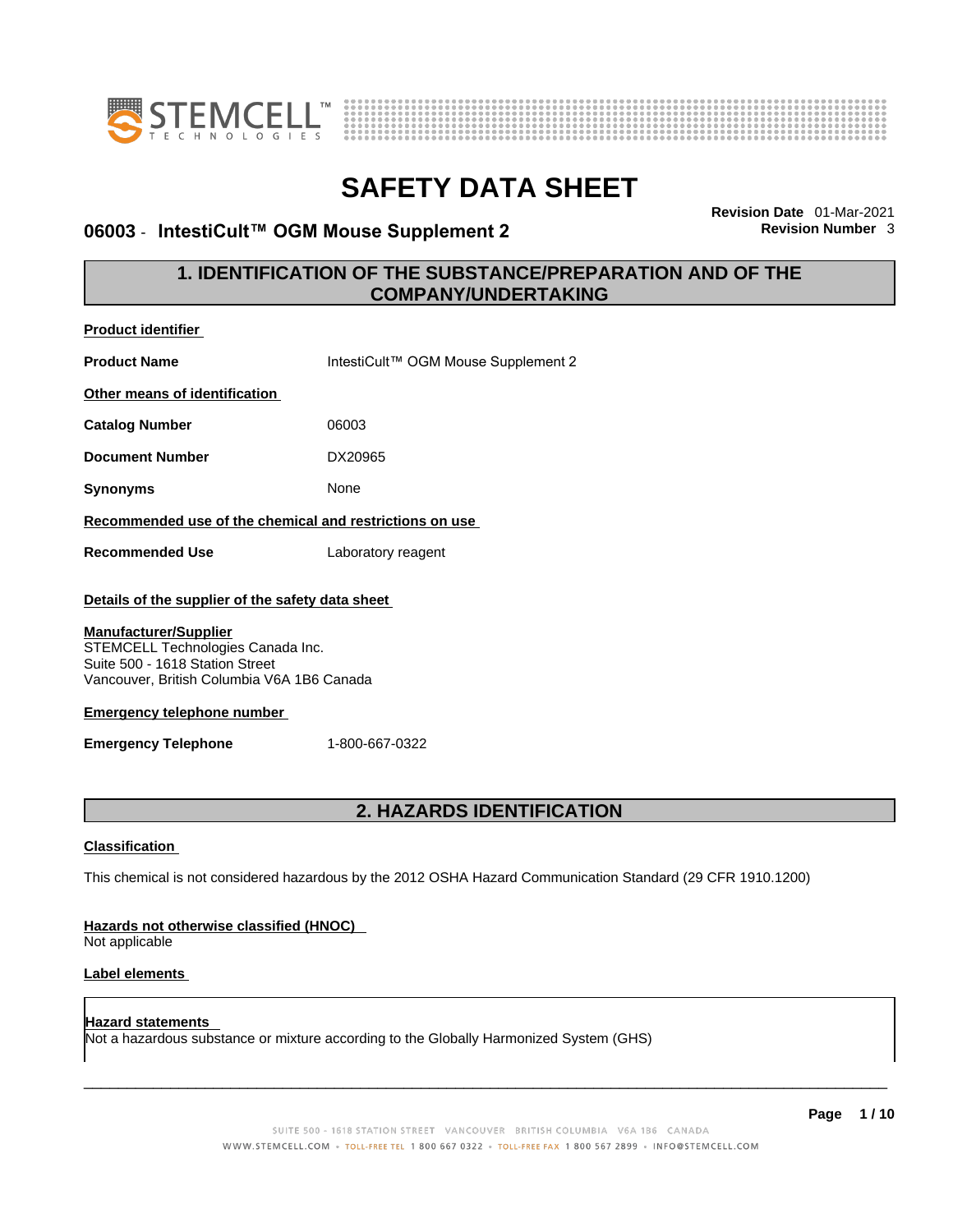# SAFETY DATA SHEET

**06003 - IntestiCult™ OGM Mouse Supplement 2**

**Revision Date** 01-Mar-2021
**Revision Number** 3

## 1. IDENTIFICATION OF THE SUBSTANCE/PREPARATION AND OF THE COMPANY/UNDERTAKING

**Product identifier**

| | |
|---|---|
| **Product Name** | IntestiCult™ OGM Mouse Supplement 2 |

**Other means of identification**

| | |
|---|---|
| **Catalog Number** | 06003 |
| **Document Number** | DX20965 |
| **Synonyms** | None |

**Recommended use of the chemical and restrictions on use**

| | |
|---|---|
| **Recommended Use** | Laboratory reagent |

**Details of the supplier of the safety data sheet**

**Manufacturer/Supplier**
STEMCELL Technologies Canada Inc.
Suite 500 - 1618 Station Street
Vancouver, British Columbia V6A 1B6 Canada

**Emergency telephone number**

| | |
|---|---|
| **Emergency Telephone** | 1-800-667-0322 |

## 2. HAZARDS IDENTIFICATION

**Classification**

This chemical is not considered hazardous by the 2012 OSHA Hazard Communication Standard (29 CFR 1910.1200)

**Hazards not otherwise classified (HNOC)**
Not applicable

**Label elements**

**Hazard statements**
Not a hazardous substance or mixture according to the Globally Harmonized System (GHS)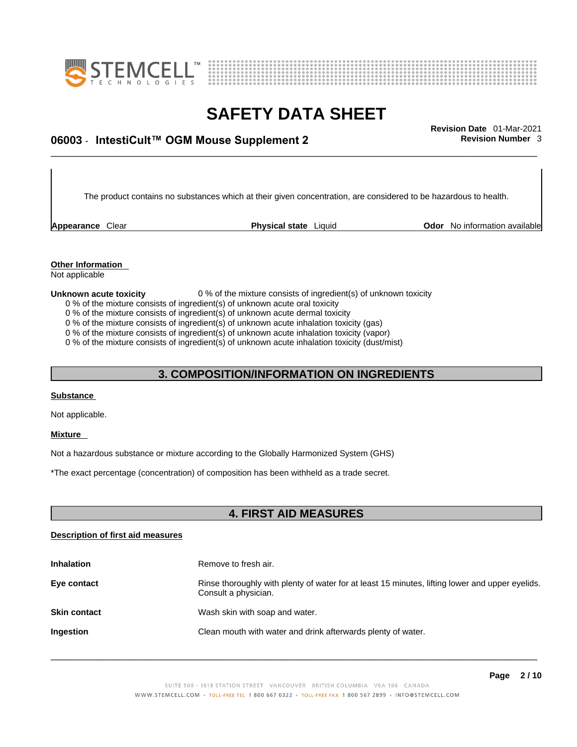The product contains no substances which at their given concentration, are considered to be hazardous to health.

| **Appearance** Clear | **Physical state** Liquid | **Odor** No information available |
|---|---|---|

**Other Information**

Not applicable

**Unknown acute toxicity** 0 % of the mixture consists of ingredient(s) of unknown toxicity

0 % of the mixture consists of ingredient(s) of unknown acute oral toxicity
0 % of the mixture consists of ingredient(s) of unknown acute dermal toxicity
0 % of the mixture consists of ingredient(s) of unknown acute inhalation toxicity (gas)
0 % of the mixture consists of ingredient(s) of unknown acute inhalation toxicity (vapor)
0 % of the mixture consists of ingredient(s) of unknown acute inhalation toxicity (dust/mist)

## 3. COMPOSITION/INFORMATION ON INGREDIENTS

**Substance**

Not applicable.

**Mixture**

Not a hazardous substance or mixture according to the Globally Harmonized System (GHS)

*The exact percentage (concentration) of composition has been withheld as a trade secret.

## 4. FIRST AID MEASURES

**Description of first aid measures**

| | |
|---|---|
| **Inhalation** | Remove to fresh air. |
| **Eye contact** | Rinse thoroughly with plenty of water for at least 15 minutes, lifting lower and upper eyelids. Consult a physician. |
| **Skin contact** | Wash skin with soap and water. |
| **Ingestion** | Clean mouth with water and drink afterwards plenty of water. |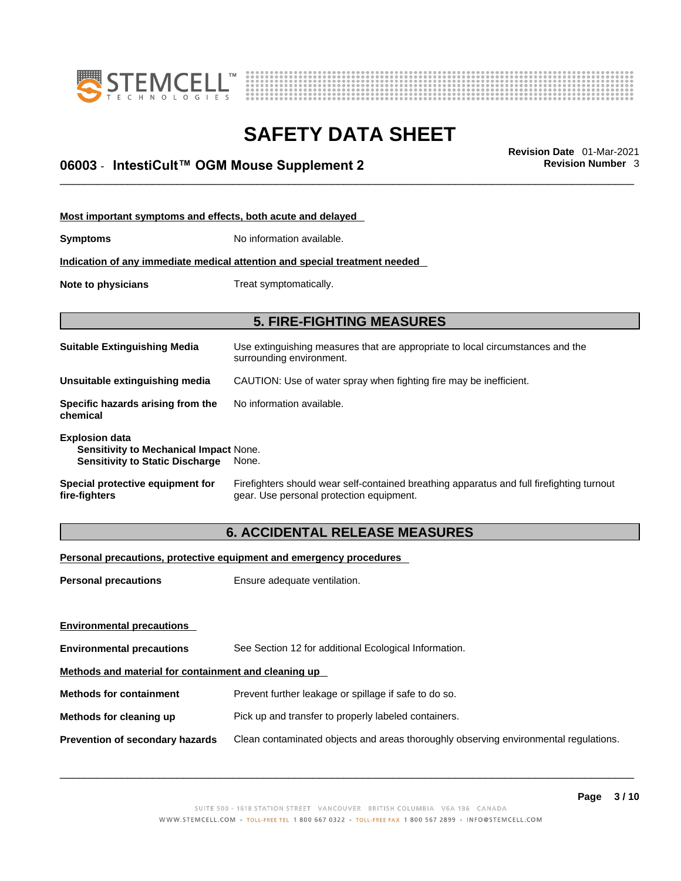**Most important symptoms and effects, both acute and delayed**

**Symptoms** No information available.

**Indication of any immediate medical attention and special treatment needed**

**Note to physicians** Treat symptomatically.

## 5. FIRE-FIGHTING MEASURES

**Suitable Extinguishing Media** Use extinguishing measures that are appropriate to local circumstances and the surrounding environment.

**Unsuitable extinguishing media** CAUTION: Use of water spray when fighting fire may be inefficient.

**Specific hazards arising from the chemical** No information available.

**Explosion data**
**Sensitivity to Mechanical Impact** None.
**Sensitivity to Static Discharge** None.

**Special protective equipment for fire-fighters** Firefighters should wear self-contained breathing apparatus and full firefighting turnout gear. Use personal protection equipment.

## 6. ACCIDENTAL RELEASE MEASURES

**Personal precautions, protective equipment and emergency procedures**

**Personal precautions** Ensure adequate ventilation.

**Environmental precautions**

**Environmental precautions** See Section 12 for additional Ecological Information.

**Methods and material for containment and cleaning up**

**Methods for containment** Prevent further leakage or spillage if safe to do so.

**Methods for cleaning up** Pick up and transfer to properly labeled containers.

**Prevention of secondary hazards** Clean contaminated objects and areas thoroughly observing environmental regulations.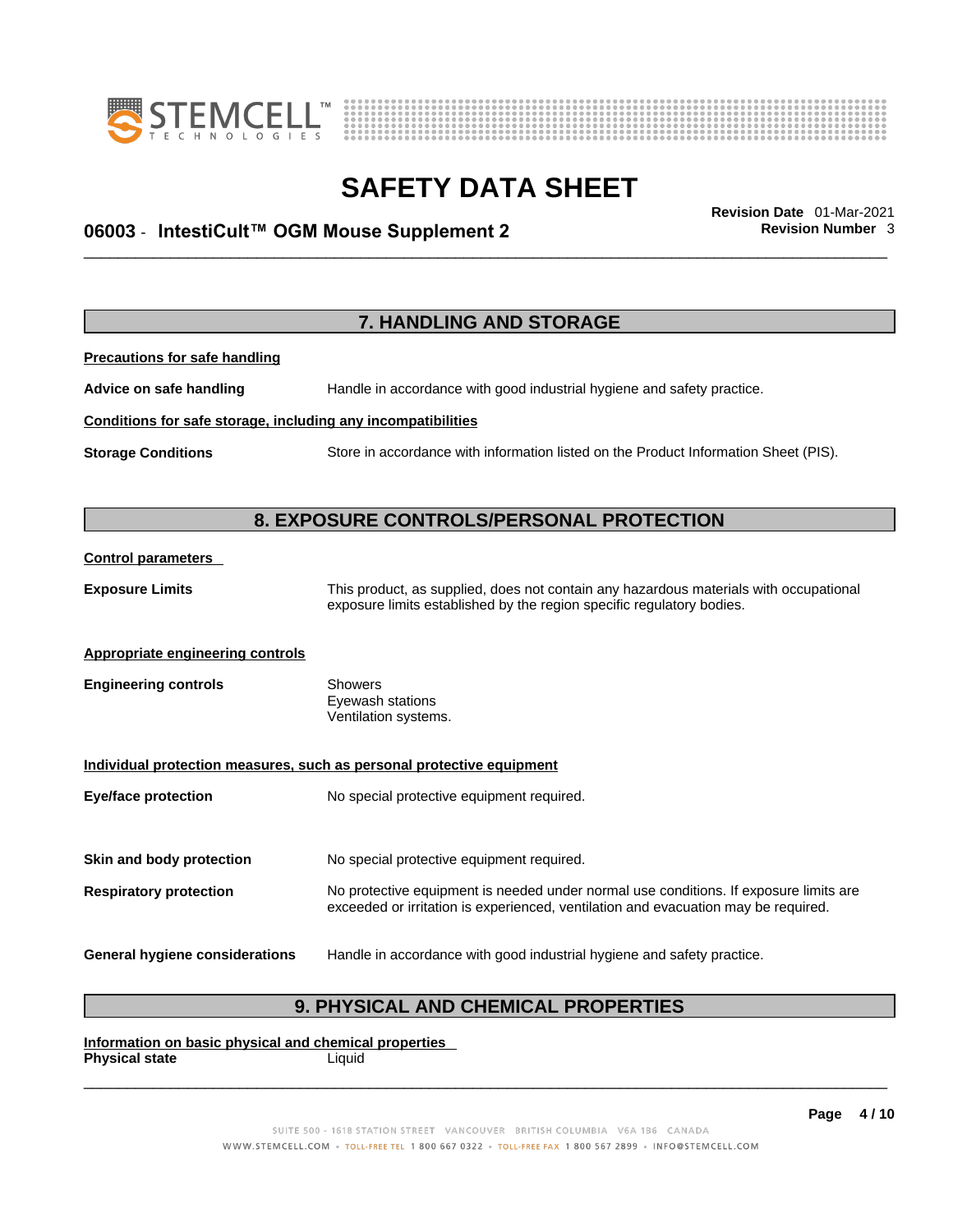## 7. HANDLING AND STORAGE

**Precautions for safe handling**

**Advice on safe handling** Handle in accordance with good industrial hygiene and safety practice.

**Conditions for safe storage, including any incompatibilities**

**Storage Conditions** Store in accordance with information listed on the Product Information Sheet (PIS).

## 8. EXPOSURE CONTROLS/PERSONAL PROTECTION

**Control parameters**

**Exposure Limits** This product, as supplied, does not contain any hazardous materials with occupational exposure limits established by the region specific regulatory bodies.

**Appropriate engineering controls**

**Engineering controls** Showers
Eyewash stations
Ventilation systems.

**Individual protection measures, such as personal protective equipment**

**Eye/face protection** No special protective equipment required.

**Skin and body protection** No special protective equipment required.

**Respiratory protection** No protective equipment is needed under normal use conditions. If exposure limits are exceeded or irritation is experienced, ventilation and evacuation may be required.

**General hygiene considerations** Handle in accordance with good industrial hygiene and safety practice.

## 9. PHYSICAL AND CHEMICAL PROPERTIES

**Information on basic physical and chemical properties**

**Physical state** Liquid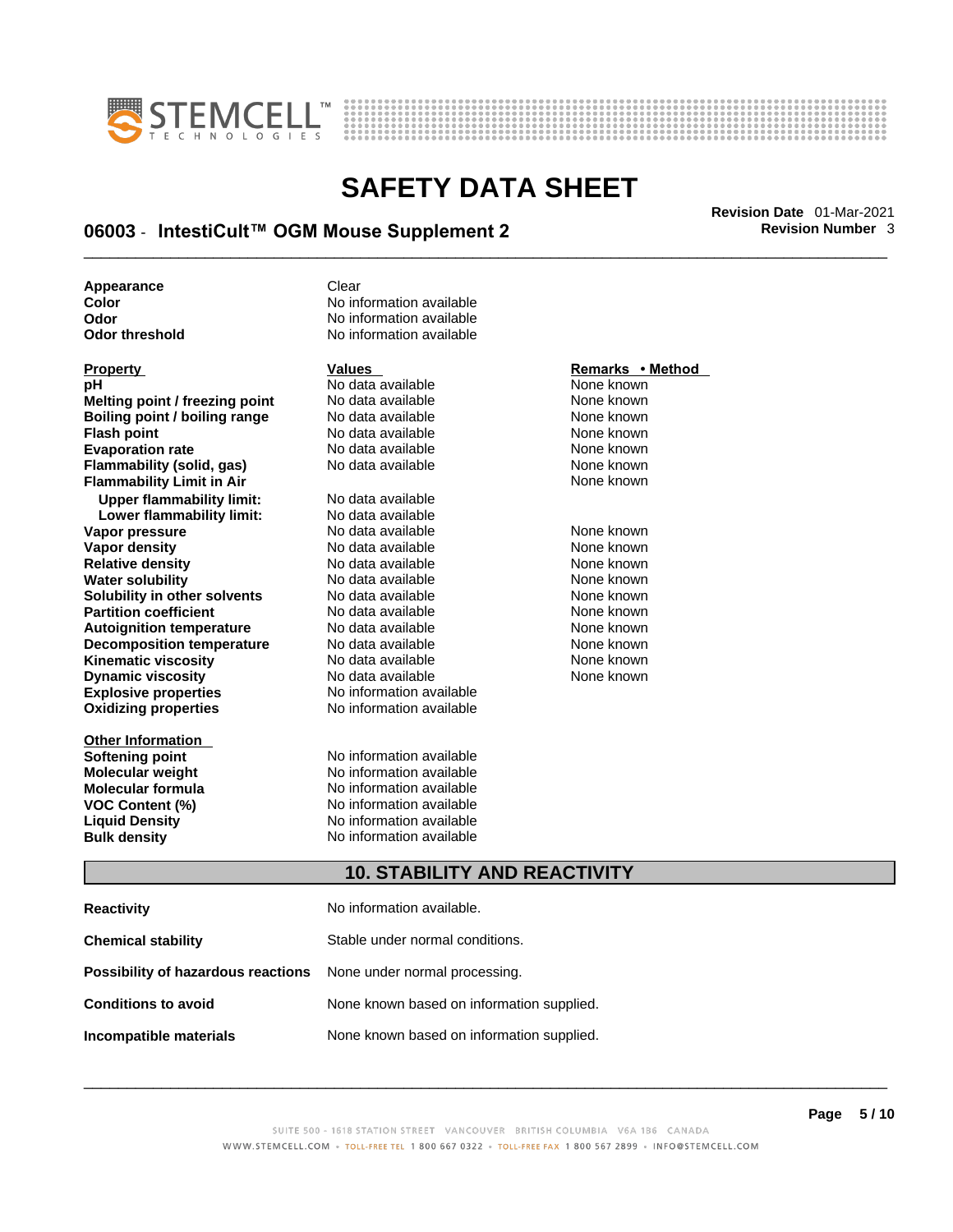| | |
|---|---|
| **Appearance** | Clear |
| **Color** | No information available |
| **Odor** | No information available |
| **Odor threshold** | No information available |

| Property | Values | Remarks • Method |
|---|---|---|
| **pH** | No data available | None known |
| **Melting point / freezing point** | No data available | None known |
| **Boiling point / boiling range** | No data available | None known |
| **Flash point** | No data available | None known |
| **Evaporation rate** | No data available | None known |
| **Flammability (solid, gas)** | No data available | None known |
| **Flammability Limit in Air** | | None known |
| **Upper flammability limit:** | No data available | |
| **Lower flammability limit:** | No data available | |
| **Vapor pressure** | No data available | None known |
| **Vapor density** | No data available | None known |
| **Relative density** | No data available | None known |
| **Water solubility** | No data available | None known |
| **Solubility in other solvents** | No data available | None known |
| **Partition coefficient** | No data available | None known |
| **Autoignition temperature** | No data available | None known |
| **Decomposition temperature** | No data available | None known |
| **Kinematic viscosity** | No data available | None known |
| **Dynamic viscosity** | No data available | None known |
| **Explosive properties** | No information available | |
| **Oxidizing properties** | No information available | |

| Other Information | |
|---|---|
| **Softening point** | No information available |
| **Molecular weight** | No information available |
| **Molecular formula** | No information available |
| **VOC Content (%)** | No information available |
| **Liquid Density** | No information available |
| **Bulk density** | No information available |

## 10. STABILITY AND REACTIVITY

| | |
|---|---|
| **Reactivity** | No information available. |
| **Chemical stability** | Stable under normal conditions. |
| **Possibility of hazardous reactions** | None under normal processing. |
| **Conditions to avoid** | None known based on information supplied. |
| **Incompatible materials** | None known based on information supplied. |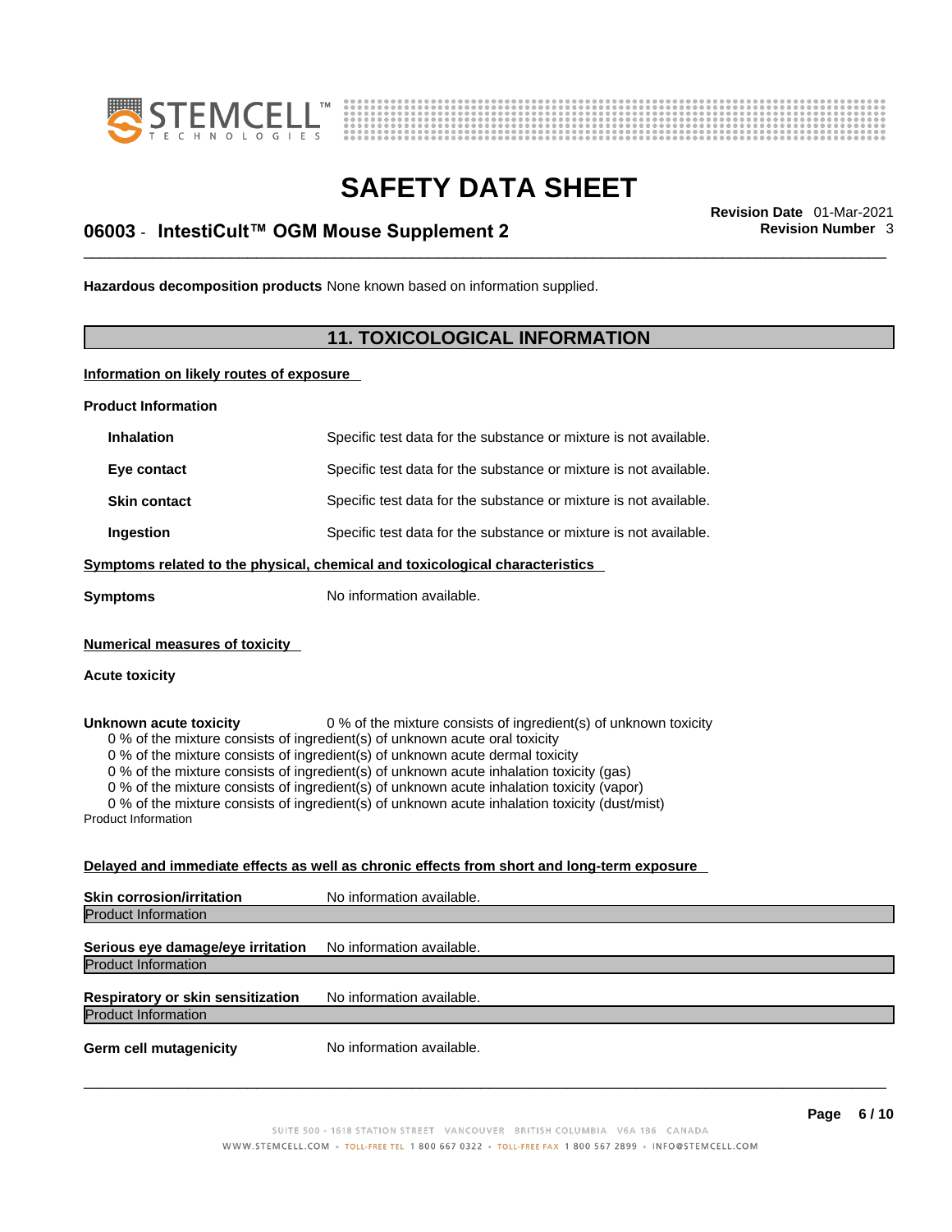**Hazardous decomposition products** None known based on information supplied.

## 11. TOXICOLOGICAL INFORMATION

**Information on likely routes of exposure**

**Product Information**

| | |
|---|---|
| **Inhalation** | Specific test data for the substance or mixture is not available. |
| **Eye contact** | Specific test data for the substance or mixture is not available. |
| **Skin contact** | Specific test data for the substance or mixture is not available. |
| **Ingestion** | Specific test data for the substance or mixture is not available. |

**Symptoms related to the physical, chemical and toxicological characteristics**

**Symptoms** No information available.

**Numerical measures of toxicity**

**Acute toxicity**

**Unknown acute toxicity** 0 % of the mixture consists of ingredient(s) of unknown toxicity

0 % of the mixture consists of ingredient(s) of unknown acute oral toxicity
0 % of the mixture consists of ingredient(s) of unknown acute dermal toxicity
0 % of the mixture consists of ingredient(s) of unknown acute inhalation toxicity (gas)
0 % of the mixture consists of ingredient(s) of unknown acute inhalation toxicity (vapor)
0 % of the mixture consists of ingredient(s) of unknown acute inhalation toxicity (dust/mist)

Product Information

**Delayed and immediate effects as well as chronic effects from short and long-term exposure**

**Skin corrosion/irritation** No information available.

Product Information

**Serious eye damage/eye irritation** No information available.

Product Information

**Respiratory or skin sensitization** No information available.

Product Information

**Germ cell mutagenicity** No information available.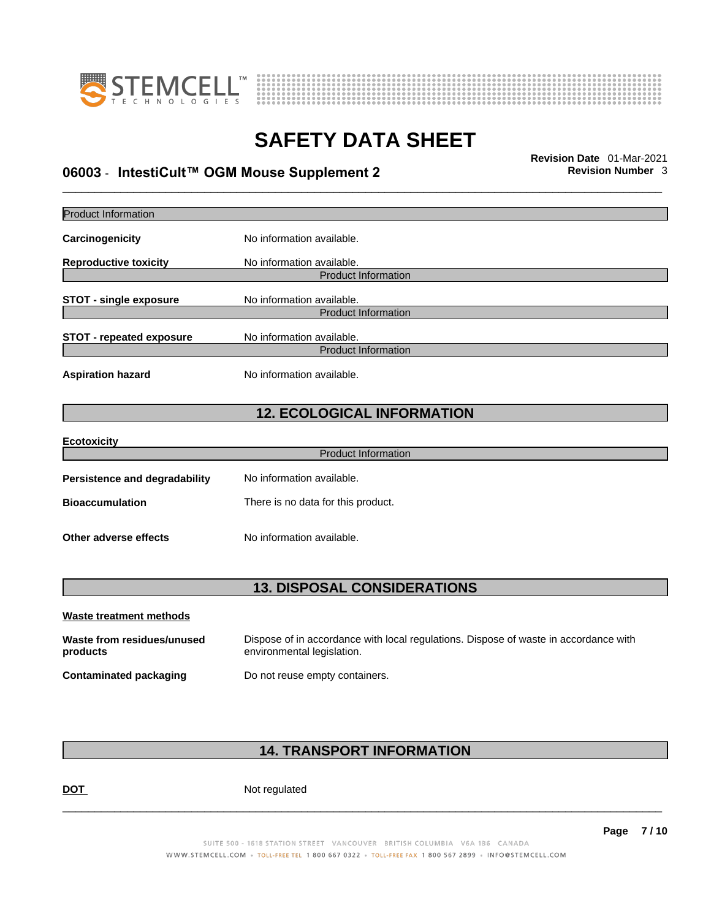Product Information

**Carcinogenicity** No information available.

**Reproductive toxicity** No information available.

Product Information

**STOT - single exposure** No information available.

Product Information

**STOT - repeated exposure** No information available.

Product Information

**Aspiration hazard** No information available.

## 12. ECOLOGICAL INFORMATION

**Ecotoxicity**

Product Information

**Persistence and degradability** No information available.

**Bioaccumulation** There is no data for this product.

**Other adverse effects** No information available.

## 13. DISPOSAL CONSIDERATIONS

**Waste treatment methods**

**Waste from residues/unused products** Dispose of in accordance with local regulations. Dispose of waste in accordance with environmental legislation.

**Contaminated packaging** Do not reuse empty containers.

## 14. TRANSPORT INFORMATION

**DOT** Not regulated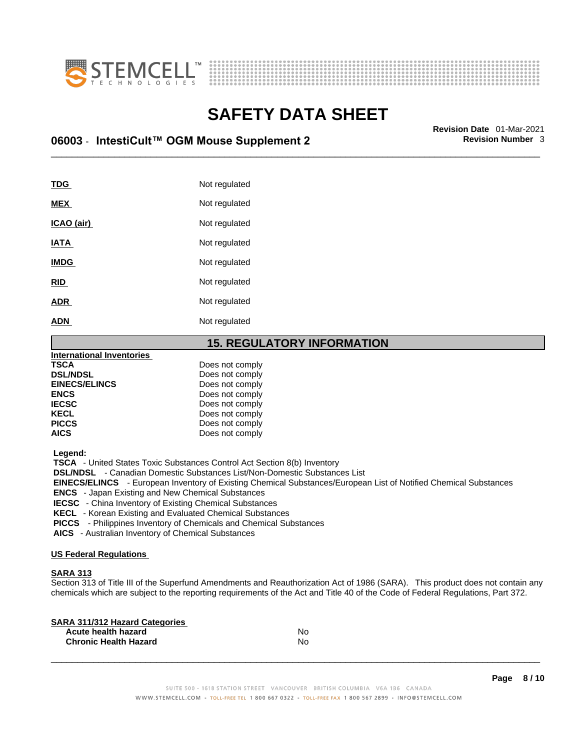| | |
|---|---|
| **TDG** | Not regulated |
| **MEX** | Not regulated |
| **ICAO (air)** | Not regulated |
| **IATA** | Not regulated |
| **IMDG** | Not regulated |
| **RID** | Not regulated |
| **ADR** | Not regulated |
| **ADN** | Not regulated |

## 15. REGULATORY INFORMATION

**International Inventories**

| | |
|---|---|
| **TSCA** | Does not comply |
| **DSL/NDSL** | Does not comply |
| **EINECS/ELINCS** | Does not comply |
| **ENCS** | Does not comply |
| **IECSC** | Does not comply |
| **KECL** | Does not comply |
| **PICCS** | Does not comply |
| **AICS** | Does not comply |

**Legend:**

**TSCA** - United States Toxic Substances Control Act Section 8(b) Inventory
**DSL/NDSL** - Canadian Domestic Substances List/Non-Domestic Substances List
**EINECS/ELINCS** - European Inventory of Existing Chemical Substances/European List of Notified Chemical Substances
**ENCS** - Japan Existing and New Chemical Substances
**IECSC** - China Inventory of Existing Chemical Substances
**KECL** - Korean Existing and Evaluated Chemical Substances
**PICCS** - Philippines Inventory of Chemicals and Chemical Substances
**AICS** - Australian Inventory of Chemical Substances

**US Federal Regulations**

**SARA 313**

Section 313 of Title III of the Superfund Amendments and Reauthorization Act of 1986 (SARA). This product does not contain any chemicals which are subject to the reporting requirements of the Act and Title 40 of the Code of Federal Regulations, Part 372.

**SARA 311/312 Hazard Categories**

| | |
|---|---|
| **Acute health hazard** | No |
| **Chronic Health Hazard** | No |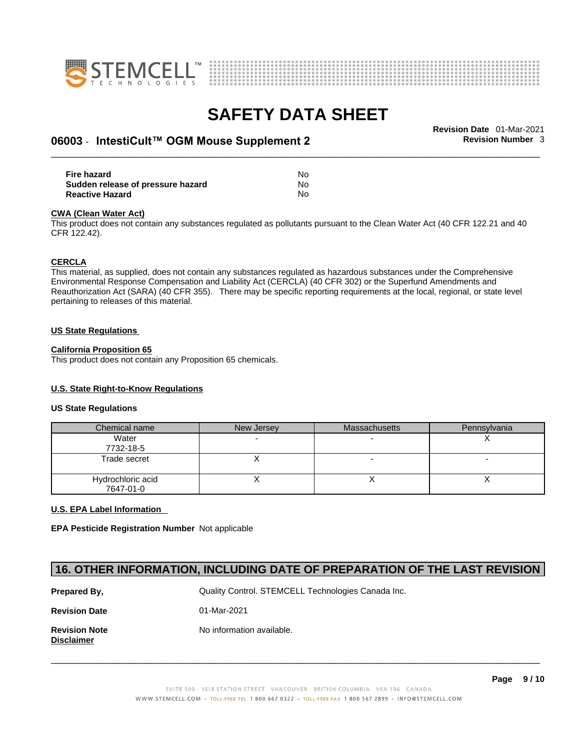| | |
|---|---|
| **Fire hazard** | No |
| **Sudden release of pressure hazard** | No |
| **Reactive Hazard** | No |

**CWA (Clean Water Act)**

This product does not contain any substances regulated as pollutants pursuant to the Clean Water Act (40 CFR 122.21 and 40 CFR 122.42).

**CERCLA**

This material, as supplied, does not contain any substances regulated as hazardous substances under the Comprehensive Environmental Response Compensation and Liability Act (CERCLA) (40 CFR 302) or the Superfund Amendments and Reauthorization Act (SARA) (40 CFR 355). There may be specific reporting requirements at the local, regional, or state level pertaining to releases of this material.

**US State Regulations**

**California Proposition 65**

This product does not contain any Proposition 65 chemicals.

**U.S. State Right-to-Know Regulations**

**US State Regulations**

| Chemical name | New Jersey | Massachusetts | Pennsylvania |
|---|---|---|---|
| Water<br>7732-18-5 | - | - | X |
| Trade secret | X | - | - |
| Hydrochloric acid<br>7647-01-0 | X | X | X |

**U.S. EPA Label Information**

**EPA Pesticide Registration Number** Not applicable

## 16. OTHER INFORMATION, INCLUDING DATE OF PREPARATION OF THE LAST REVISION

| | |
|---|---|
| **Prepared By,** | Quality Control. STEMCELL Technologies Canada Inc. |
| **Revision Date** | 01-Mar-2021 |
| **Revision Note** | No information available. |

**Disclaimer**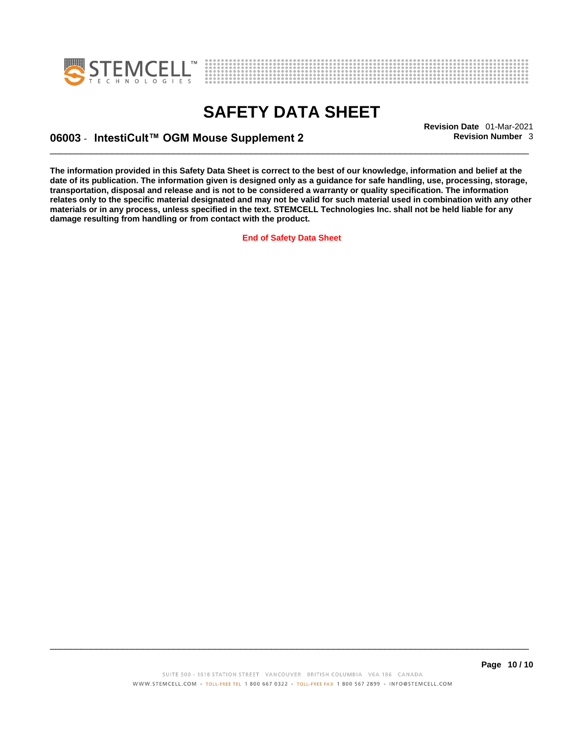# SAFETY DATA SHEET

**06003 - IntestiCult™ OGM Mouse Supplement 2**

**Revision Date** 01-Mar-2021
**Revision Number** 3

**The information provided in this Safety Data Sheet is correct to the best of our knowledge, information and belief at the date of its publication. The information given is designed only as a guidance for safe handling, use, processing, storage, transportation, disposal and release and is not to be considered a warranty or quality specification. The information relates only to the specific material designated and may not be valid for such material used in combination with any other materials or in any process, unless specified in the text. STEMCELL Technologies Inc. shall not be held liable for any damage resulting from handling or from contact with the product.**

**End of Safety Data Sheet**